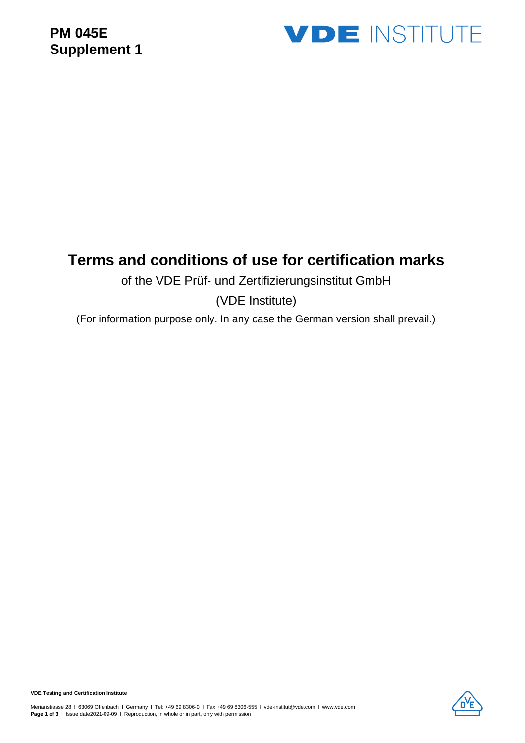**PM 045E**
**Supplement 1**

VDE INSTITUTE

# Terms and conditions of use for certification marks

of the VDE Prüf- und Zertifizierungsinstitut GmbH

(VDE Institute)

(For information purpose only. In any case the German version shall prevail.)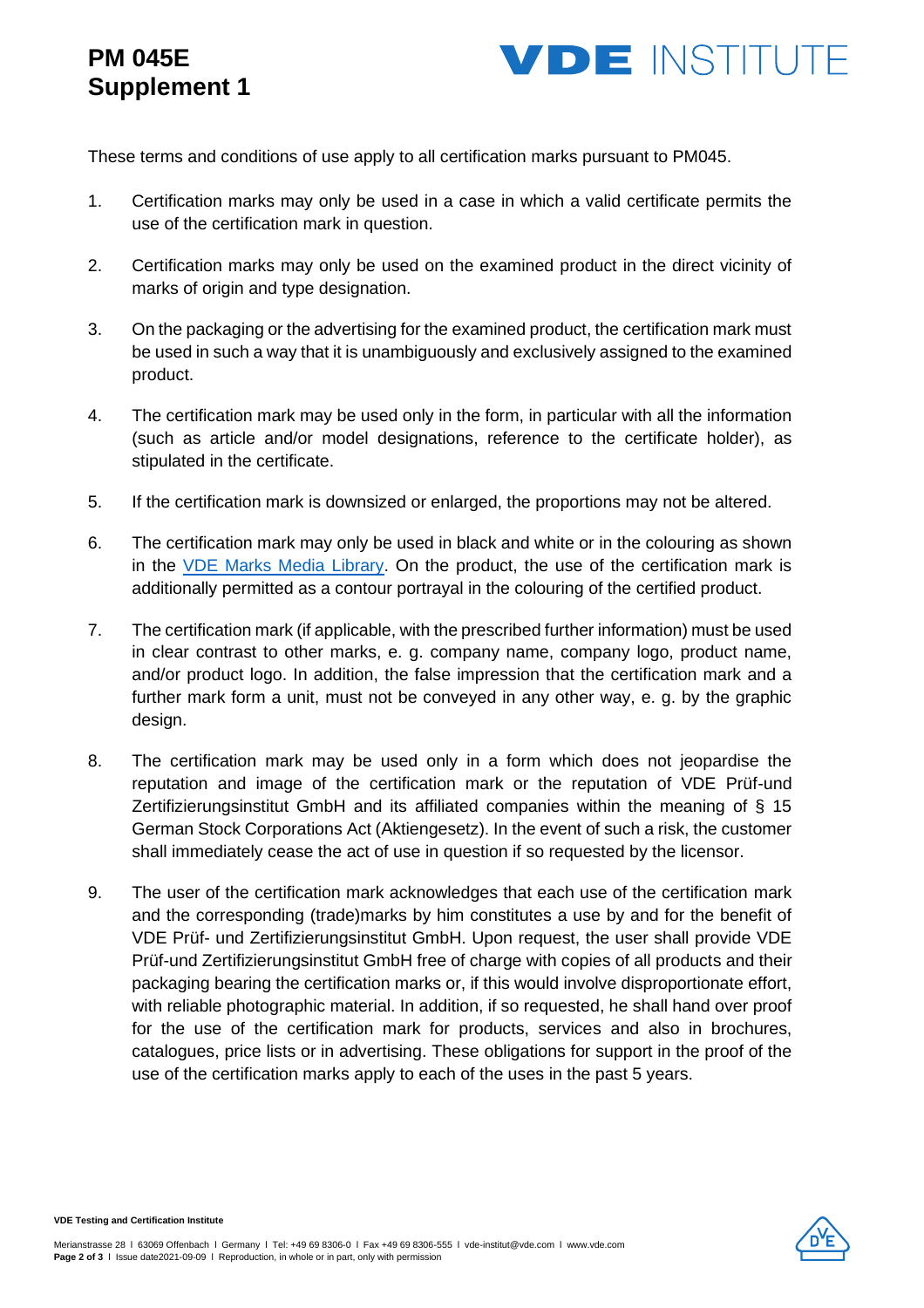These terms and conditions of use apply to all certification marks pursuant to PM045.

1. Certification marks may only be used in a case in which a valid certificate permits the use of the certification mark in question.

2. Certification marks may only be used on the examined product in the direct vicinity of marks of origin and type designation.

3. On the packaging or the advertising for the examined product, the certification mark must be used in such a way that it is unambiguously and exclusively assigned to the examined product.

4. The certification mark may be used only in the form, in particular with all the information (such as article and/or model designations, reference to the certificate holder), as stipulated in the certificate.

5. If the certification mark is downsized or enlarged, the proportions may not be altered.

6. The certification mark may only be used in black and white or in the colouring as shown in the VDE Marks Media Library. On the product, the use of the certification mark is additionally permitted as a contour portrayal in the colouring of the certified product.

7. The certification mark (if applicable, with the prescribed further information) must be used in clear contrast to other marks, e. g. company name, company logo, product name, and/or product logo. In addition, the false impression that the certification mark and a further mark form a unit, must not be conveyed in any other way, e. g. by the graphic design.

8. The certification mark may be used only in a form which does not jeopardise the reputation and image of the certification mark or the reputation of VDE Prüf-und Zertifizierungsinstitut GmbH and its affiliated companies within the meaning of § 15 German Stock Corporations Act (Aktiengesetz). In the event of such a risk, the customer shall immediately cease the act of use in question if so requested by the licensor.

9. The user of the certification mark acknowledges that each use of the certification mark and the corresponding (trade)marks by him constitutes a use by and for the benefit of VDE Prüf- und Zertifizierungsinstitut GmbH. Upon request, the user shall provide VDE Prüf-und Zertifizierungsinstitut GmbH free of charge with copies of all products and their packaging bearing the certification marks or, if this would involve disproportionate effort, with reliable photographic material. In addition, if so requested, he shall hand over proof for the use of the certification mark for products, services and also in brochures, catalogues, price lists or in advertising. These obligations for support in the proof of the use of the certification marks apply to each of the uses in the past 5 years.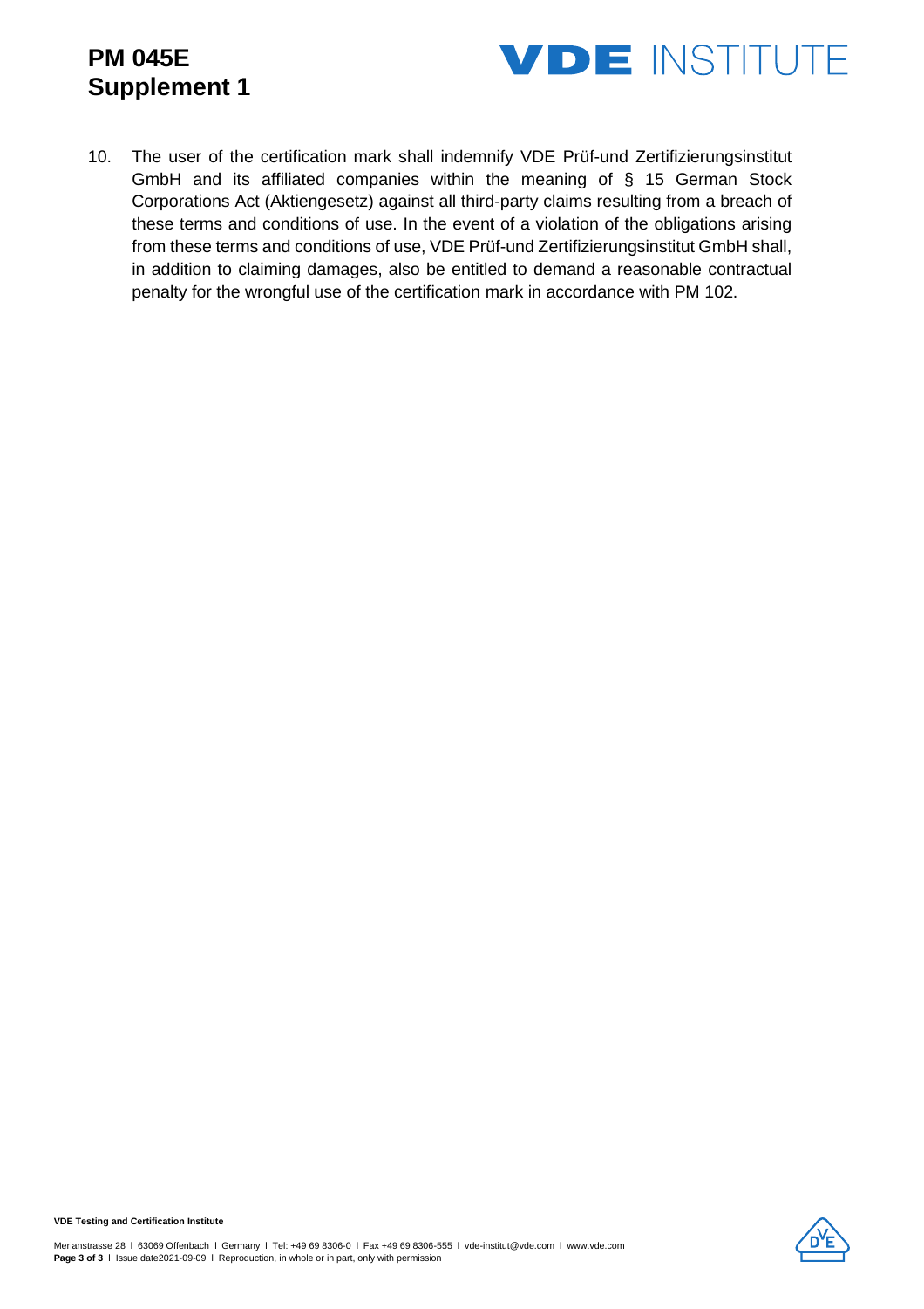10. The user of the certification mark shall indemnify VDE Prüf-und Zertifizierungsinstitut GmbH and its affiliated companies within the meaning of § 15 German Stock Corporations Act (Aktiengesetz) against all third-party claims resulting from a breach of these terms and conditions of use. In the event of a violation of the obligations arising from these terms and conditions of use, VDE Prüf-und Zertifizierungsinstitut GmbH shall, in addition to claiming damages, also be entitled to demand a reasonable contractual penalty for the wrongful use of the certification mark in accordance with PM 102.